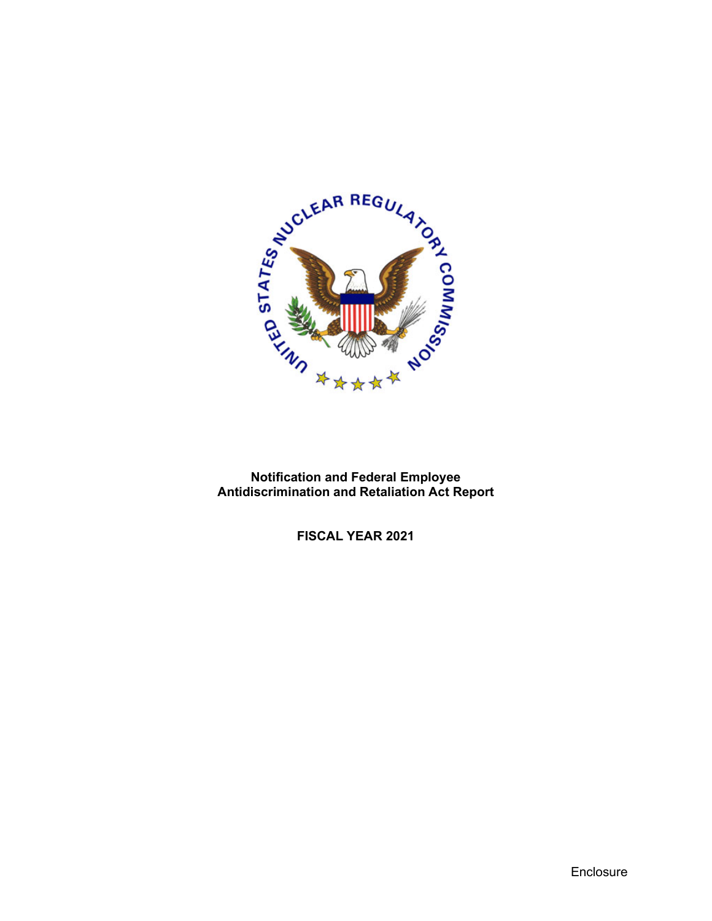**Notification and Federal Employee Antidiscrimination and Retaliation Act Report**

**FISCAL YEAR 2021**

Enclosure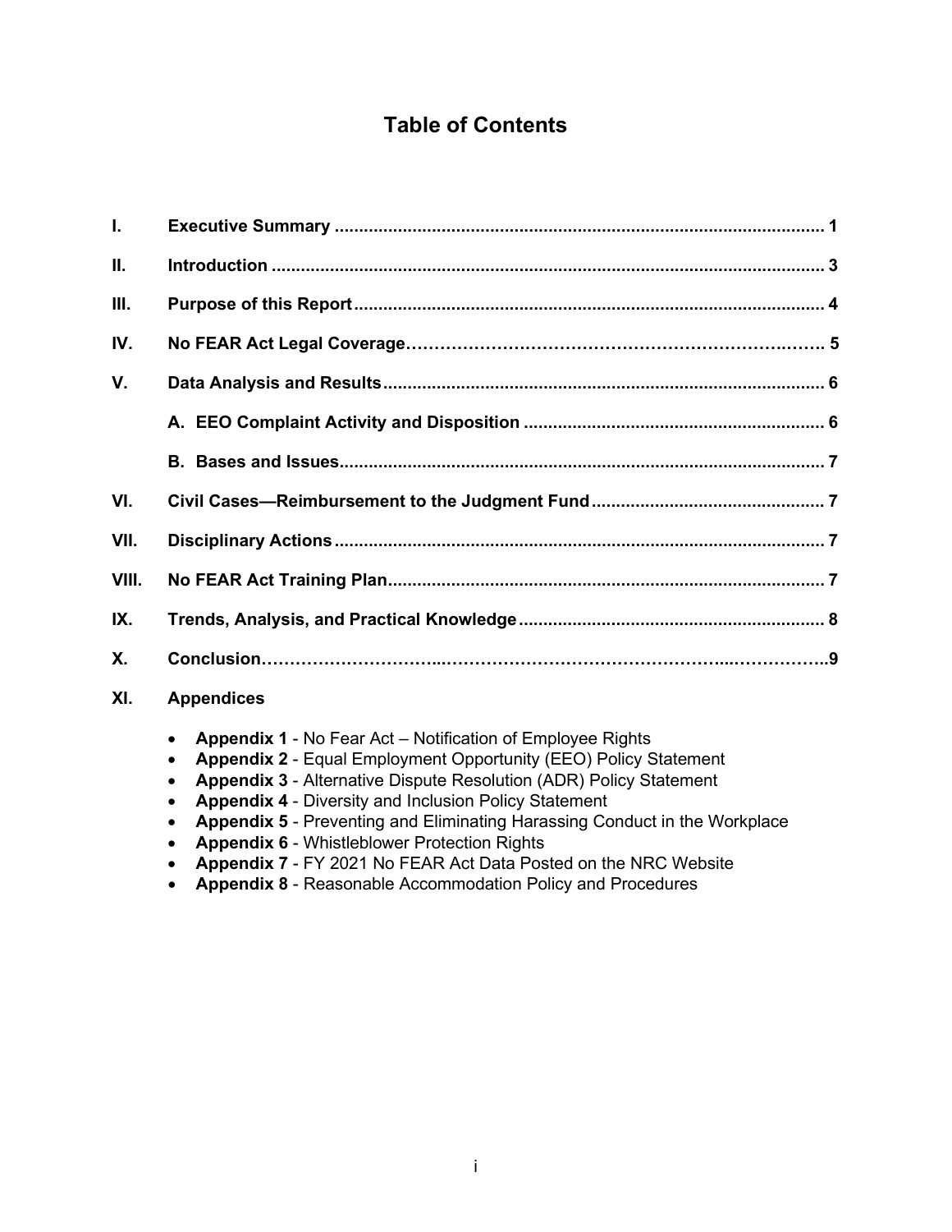# Table of Contents

| | | |
|---|---|---|
| **I.** | **Executive Summary** | **1** |
| **II.** | **Introduction** | **3** |
| **III.** | **Purpose of this Report** | **4** |
| **IV.** | **No FEAR Act Legal Coverage** | **5** |
| **V.** | **Data Analysis and Results** | **6** |
| | **A. EEO Complaint Activity and Disposition** | **6** |
| | **B. Bases and Issues** | **7** |
| **VI.** | **Civil Cases—Reimbursement to the Judgment Fund** | **7** |
| **VII.** | **Disciplinary Actions** | **7** |
| **VIII.** | **No FEAR Act Training Plan** | **7** |
| **IX.** | **Trends, Analysis, and Practical Knowledge** | **8** |
| **X.** | **Conclusion** | **9** |
| **XI.** | **Appendices** | |

- **Appendix 1** - No Fear Act – Notification of Employee Rights
- **Appendix 2** - Equal Employment Opportunity (EEO) Policy Statement
- **Appendix 3** - Alternative Dispute Resolution (ADR) Policy Statement
- **Appendix 4** - Diversity and Inclusion Policy Statement
- **Appendix 5** - Preventing and Eliminating Harassing Conduct in the Workplace
- **Appendix 6** - Whistleblower Protection Rights
- **Appendix 7** - FY 2021 No FEAR Act Data Posted on the NRC Website
- **Appendix 8** - Reasonable Accommodation Policy and Procedures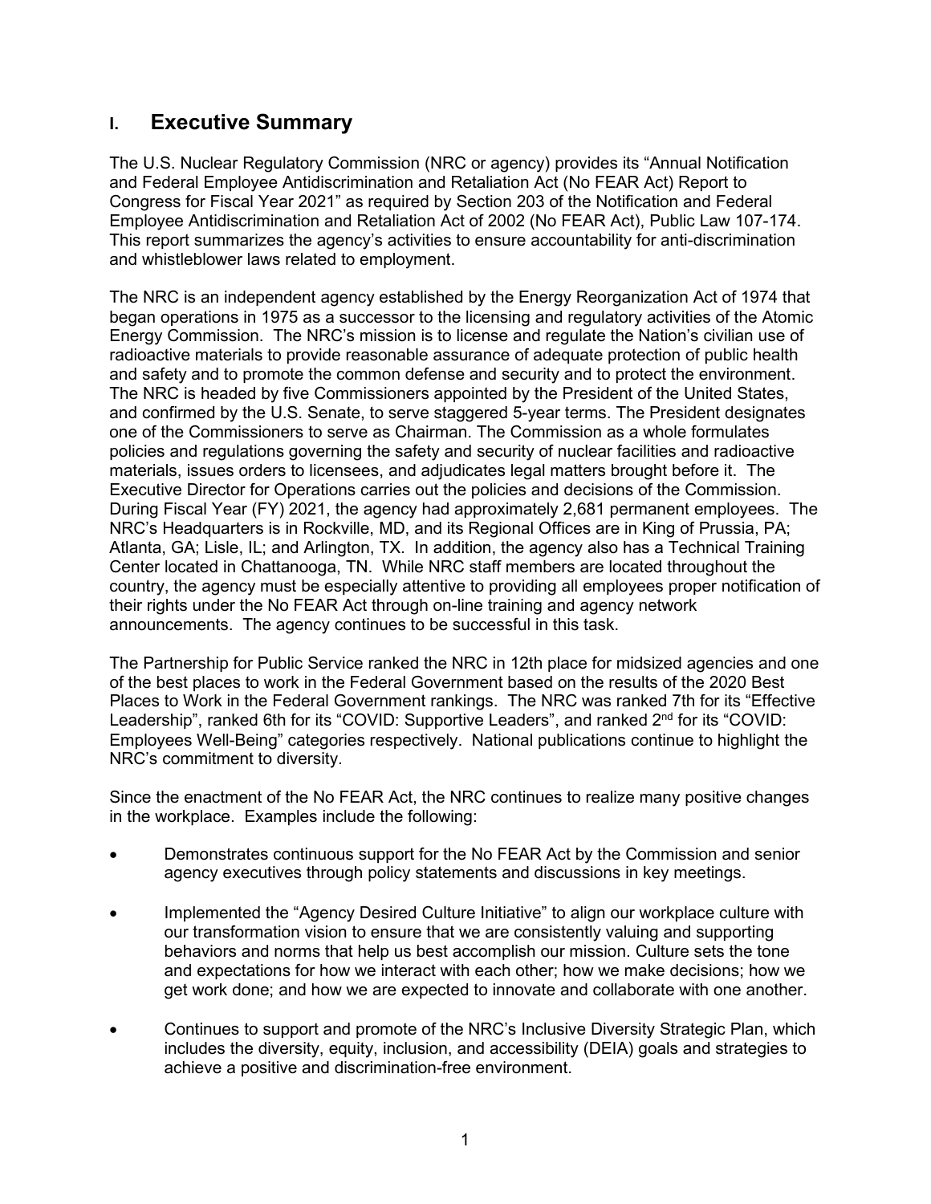# I. Executive Summary

The U.S. Nuclear Regulatory Commission (NRC or agency) provides its "Annual Notification and Federal Employee Antidiscrimination and Retaliation Act (No FEAR Act) Report to Congress for Fiscal Year 2021" as required by Section 203 of the Notification and Federal Employee Antidiscrimination and Retaliation Act of 2002 (No FEAR Act), Public Law 107-174. This report summarizes the agency's activities to ensure accountability for anti-discrimination and whistleblower laws related to employment.

The NRC is an independent agency established by the Energy Reorganization Act of 1974 that began operations in 1975 as a successor to the licensing and regulatory activities of the Atomic Energy Commission. The NRC's mission is to license and regulate the Nation's civilian use of radioactive materials to provide reasonable assurance of adequate protection of public health and safety and to promote the common defense and security and to protect the environment. The NRC is headed by five Commissioners appointed by the President of the United States, and confirmed by the U.S. Senate, to serve staggered 5-year terms. The President designates one of the Commissioners to serve as Chairman. The Commission as a whole formulates policies and regulations governing the safety and security of nuclear facilities and radioactive materials, issues orders to licensees, and adjudicates legal matters brought before it. The Executive Director for Operations carries out the policies and decisions of the Commission. During Fiscal Year (FY) 2021, the agency had approximately 2,681 permanent employees. The NRC's Headquarters is in Rockville, MD, and its Regional Offices are in King of Prussia, PA; Atlanta, GA; Lisle, IL; and Arlington, TX. In addition, the agency also has a Technical Training Center located in Chattanooga, TN. While NRC staff members are located throughout the country, the agency must be especially attentive to providing all employees proper notification of their rights under the No FEAR Act through on-line training and agency network announcements. The agency continues to be successful in this task.

The Partnership for Public Service ranked the NRC in 12th place for midsized agencies and one of the best places to work in the Federal Government based on the results of the 2020 Best Places to Work in the Federal Government rankings. The NRC was ranked 7th for its "Effective Leadership", ranked 6th for its "COVID: Supportive Leaders", and ranked 2nd for its "COVID: Employees Well-Being" categories respectively. National publications continue to highlight the NRC's commitment to diversity.

Since the enactment of the No FEAR Act, the NRC continues to realize many positive changes in the workplace. Examples include the following:

- Demonstrates continuous support for the No FEAR Act by the Commission and senior agency executives through policy statements and discussions in key meetings.
- Implemented the "Agency Desired Culture Initiative" to align our workplace culture with our transformation vision to ensure that we are consistently valuing and supporting behaviors and norms that help us best accomplish our mission. Culture sets the tone and expectations for how we interact with each other; how we make decisions; how we get work done; and how we are expected to innovate and collaborate with one another.
- Continues to support and promote of the NRC's Inclusive Diversity Strategic Plan, which includes the diversity, equity, inclusion, and accessibility (DEIA) goals and strategies to achieve a positive and discrimination-free environment.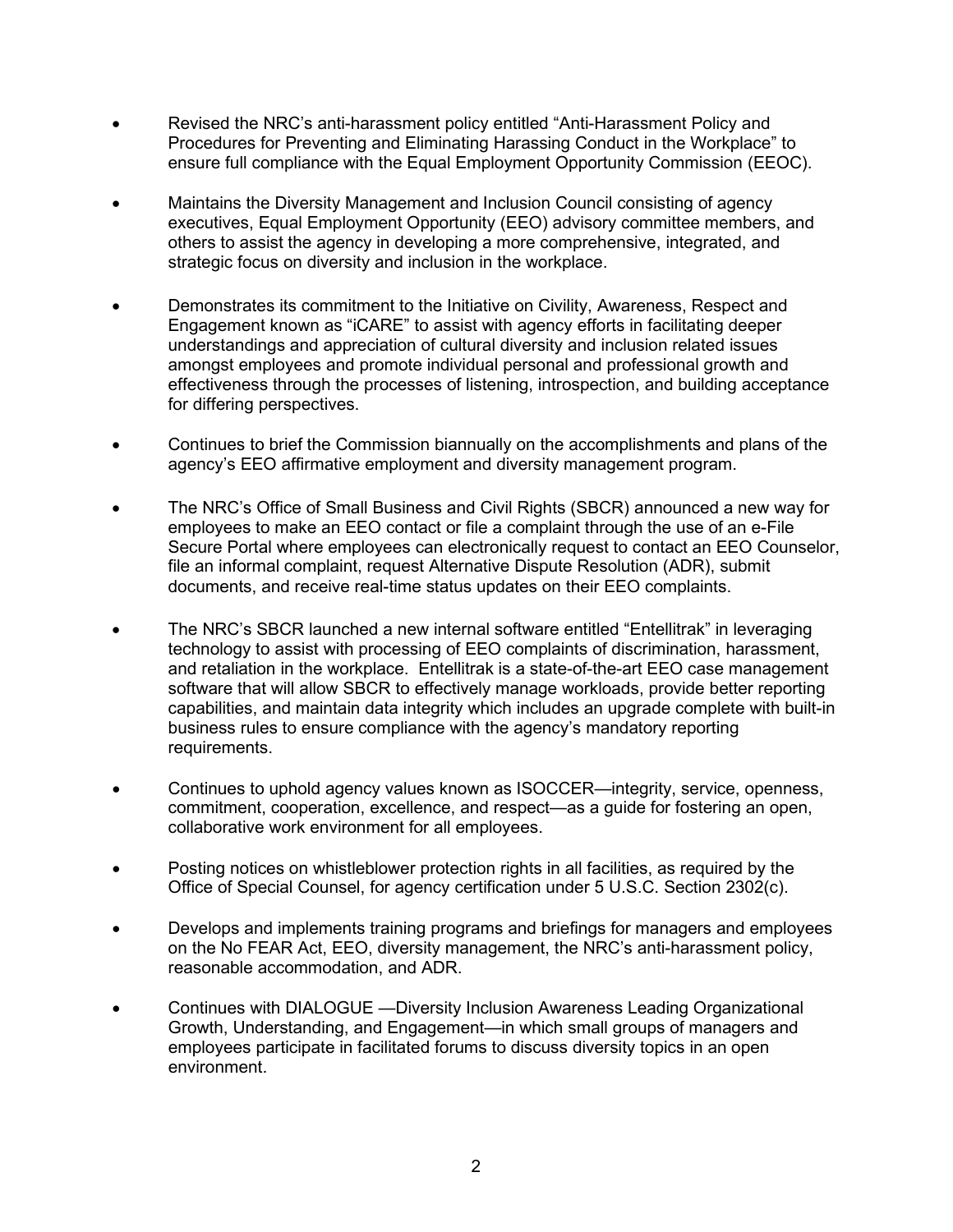- Revised the NRC's anti-harassment policy entitled "Anti-Harassment Policy and Procedures for Preventing and Eliminating Harassing Conduct in the Workplace" to ensure full compliance with the Equal Employment Opportunity Commission (EEOC).

- Maintains the Diversity Management and Inclusion Council consisting of agency executives, Equal Employment Opportunity (EEO) advisory committee members, and others to assist the agency in developing a more comprehensive, integrated, and strategic focus on diversity and inclusion in the workplace.

- Demonstrates its commitment to the Initiative on Civility, Awareness, Respect and Engagement known as "iCARE" to assist with agency efforts in facilitating deeper understandings and appreciation of cultural diversity and inclusion related issues amongst employees and promote individual personal and professional growth and effectiveness through the processes of listening, introspection, and building acceptance for differing perspectives.

- Continues to brief the Commission biannually on the accomplishments and plans of the agency's EEO affirmative employment and diversity management program.

- The NRC's Office of Small Business and Civil Rights (SBCR) announced a new way for employees to make an EEO contact or file a complaint through the use of an e-File Secure Portal where employees can electronically request to contact an EEO Counselor, file an informal complaint, request Alternative Dispute Resolution (ADR), submit documents, and receive real-time status updates on their EEO complaints.

- The NRC's SBCR launched a new internal software entitled "Entellitrak" in leveraging technology to assist with processing of EEO complaints of discrimination, harassment, and retaliation in the workplace. Entellitrak is a state-of-the-art EEO case management software that will allow SBCR to effectively manage workloads, provide better reporting capabilities, and maintain data integrity which includes an upgrade complete with built-in business rules to ensure compliance with the agency's mandatory reporting requirements.

- Continues to uphold agency values known as ISOCCER—integrity, service, openness, commitment, cooperation, excellence, and respect—as a guide for fostering an open, collaborative work environment for all employees.

- Posting notices on whistleblower protection rights in all facilities, as required by the Office of Special Counsel, for agency certification under 5 U.S.C. Section 2302(c).

- Develops and implements training programs and briefings for managers and employees on the No FEAR Act, EEO, diversity management, the NRC's anti-harassment policy, reasonable accommodation, and ADR.

- Continues with DIALOGUE —Diversity Inclusion Awareness Leading Organizational Growth, Understanding, and Engagement—in which small groups of managers and employees participate in facilitated forums to discuss diversity topics in an open environment.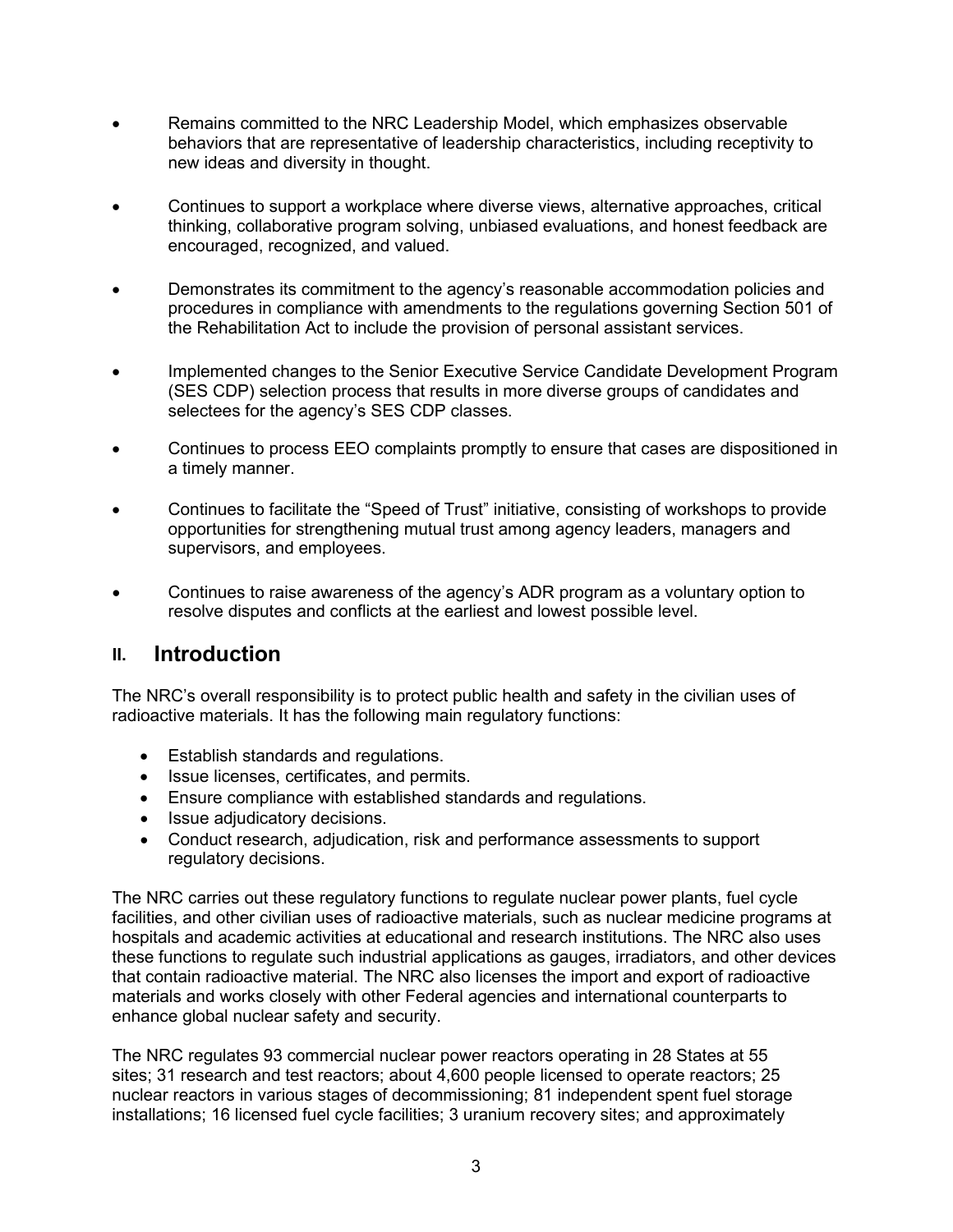- Remains committed to the NRC Leadership Model, which emphasizes observable behaviors that are representative of leadership characteristics, including receptivity to new ideas and diversity in thought.

- Continues to support a workplace where diverse views, alternative approaches, critical thinking, collaborative program solving, unbiased evaluations, and honest feedback are encouraged, recognized, and valued.

- Demonstrates its commitment to the agency's reasonable accommodation policies and procedures in compliance with amendments to the regulations governing Section 501 of the Rehabilitation Act to include the provision of personal assistant services.

- Implemented changes to the Senior Executive Service Candidate Development Program (SES CDP) selection process that results in more diverse groups of candidates and selectees for the agency's SES CDP classes.

- Continues to process EEO complaints promptly to ensure that cases are dispositioned in a timely manner.

- Continues to facilitate the "Speed of Trust" initiative, consisting of workshops to provide opportunities for strengthening mutual trust among agency leaders, managers and supervisors, and employees.

- Continues to raise awareness of the agency's ADR program as a voluntary option to resolve disputes and conflicts at the earliest and lowest possible level.

## II. Introduction

The NRC's overall responsibility is to protect public health and safety in the civilian uses of radioactive materials. It has the following main regulatory functions:

- Establish standards and regulations.
- Issue licenses, certificates, and permits.
- Ensure compliance with established standards and regulations.
- Issue adjudicatory decisions.
- Conduct research, adjudication, risk and performance assessments to support regulatory decisions.

The NRC carries out these regulatory functions to regulate nuclear power plants, fuel cycle facilities, and other civilian uses of radioactive materials, such as nuclear medicine programs at hospitals and academic activities at educational and research institutions. The NRC also uses these functions to regulate such industrial applications as gauges, irradiators, and other devices that contain radioactive material. The NRC also licenses the import and export of radioactive materials and works closely with other Federal agencies and international counterparts to enhance global nuclear safety and security.

The NRC regulates 93 commercial nuclear power reactors operating in 28 States at 55 sites; 31 research and test reactors; about 4,600 people licensed to operate reactors; 25 nuclear reactors in various stages of decommissioning; 81 independent spent fuel storage installations; 16 licensed fuel cycle facilities; 3 uranium recovery sites; and approximately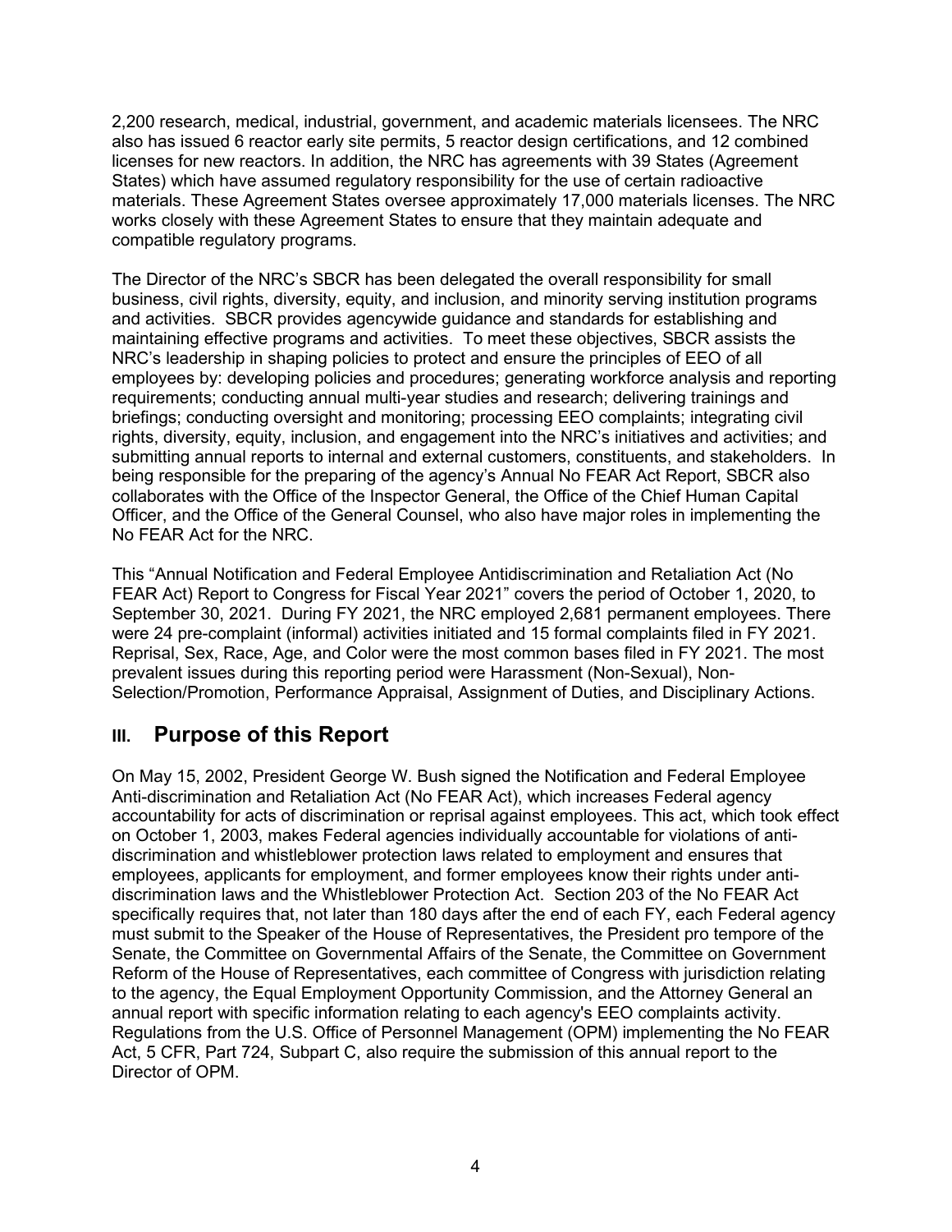2,200 research, medical, industrial, government, and academic materials licensees. The NRC also has issued 6 reactor early site permits, 5 reactor design certifications, and 12 combined licenses for new reactors. In addition, the NRC has agreements with 39 States (Agreement States) which have assumed regulatory responsibility for the use of certain radioactive materials. These Agreement States oversee approximately 17,000 materials licenses. The NRC works closely with these Agreement States to ensure that they maintain adequate and compatible regulatory programs.

The Director of the NRC's SBCR has been delegated the overall responsibility for small business, civil rights, diversity, equity, and inclusion, and minority serving institution programs and activities. SBCR provides agencywide guidance and standards for establishing and maintaining effective programs and activities. To meet these objectives, SBCR assists the NRC's leadership in shaping policies to protect and ensure the principles of EEO of all employees by: developing policies and procedures; generating workforce analysis and reporting requirements; conducting annual multi-year studies and research; delivering trainings and briefings; conducting oversight and monitoring; processing EEO complaints; integrating civil rights, diversity, equity, inclusion, and engagement into the NRC's initiatives and activities; and submitting annual reports to internal and external customers, constituents, and stakeholders. In being responsible for the preparing of the agency's Annual No FEAR Act Report, SBCR also collaborates with the Office of the Inspector General, the Office of the Chief Human Capital Officer, and the Office of the General Counsel, who also have major roles in implementing the No FEAR Act for the NRC.

This "Annual Notification and Federal Employee Antidiscrimination and Retaliation Act (No FEAR Act) Report to Congress for Fiscal Year 2021" covers the period of October 1, 2020, to September 30, 2021. During FY 2021, the NRC employed 2,681 permanent employees. There were 24 pre-complaint (informal) activities initiated and 15 formal complaints filed in FY 2021. Reprisal, Sex, Race, Age, and Color were the most common bases filed in FY 2021. The most prevalent issues during this reporting period were Harassment (Non-Sexual), Non-Selection/Promotion, Performance Appraisal, Assignment of Duties, and Disciplinary Actions.

## III. Purpose of this Report

On May 15, 2002, President George W. Bush signed the Notification and Federal Employee Anti-discrimination and Retaliation Act (No FEAR Act), which increases Federal agency accountability for acts of discrimination or reprisal against employees. This act, which took effect on October 1, 2003, makes Federal agencies individually accountable for violations of anti-discrimination and whistleblower protection laws related to employment and ensures that employees, applicants for employment, and former employees know their rights under anti-discrimination laws and the Whistleblower Protection Act. Section 203 of the No FEAR Act specifically requires that, not later than 180 days after the end of each FY, each Federal agency must submit to the Speaker of the House of Representatives, the President pro tempore of the Senate, the Committee on Governmental Affairs of the Senate, the Committee on Government Reform of the House of Representatives, each committee of Congress with jurisdiction relating to the agency, the Equal Employment Opportunity Commission, and the Attorney General an annual report with specific information relating to each agency's EEO complaints activity. Regulations from the U.S. Office of Personnel Management (OPM) implementing the No FEAR Act, 5 CFR, Part 724, Subpart C, also require the submission of this annual report to the Director of OPM.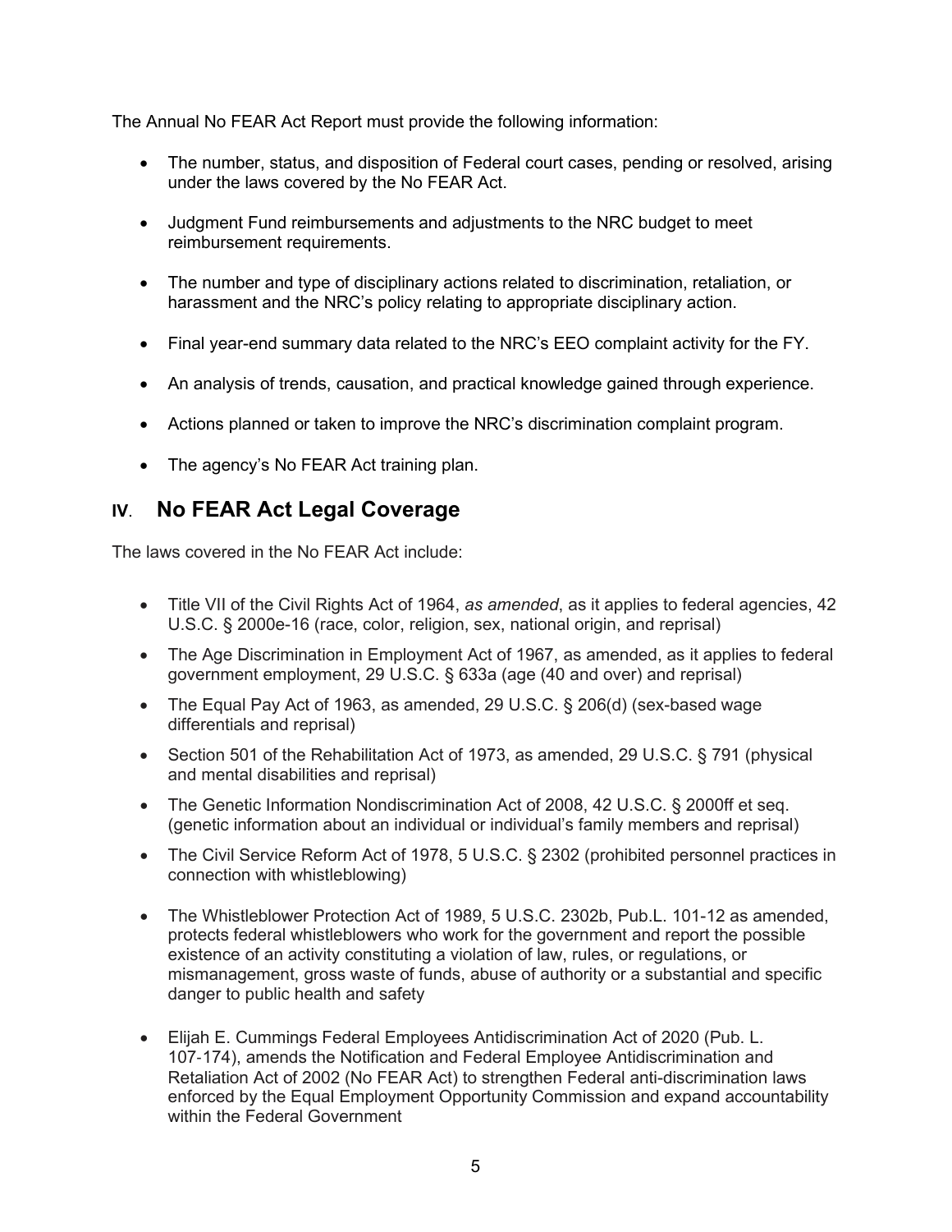The Annual No FEAR Act Report must provide the following information:

- The number, status, and disposition of Federal court cases, pending or resolved, arising under the laws covered by the No FEAR Act.
- Judgment Fund reimbursements and adjustments to the NRC budget to meet reimbursement requirements.
- The number and type of disciplinary actions related to discrimination, retaliation, or harassment and the NRC's policy relating to appropriate disciplinary action.
- Final year-end summary data related to the NRC's EEO complaint activity for the FY.
- An analysis of trends, causation, and practical knowledge gained through experience.
- Actions planned or taken to improve the NRC's discrimination complaint program.
- The agency's No FEAR Act training plan.

## IV. No FEAR Act Legal Coverage

The laws covered in the No FEAR Act include:

- Title VII of the Civil Rights Act of 1964, *as amended*, as it applies to federal agencies, 42 U.S.C. § 2000e-16 (race, color, religion, sex, national origin, and reprisal)
- The Age Discrimination in Employment Act of 1967, as amended, as it applies to federal government employment, 29 U.S.C. § 633a (age (40 and over) and reprisal)
- The Equal Pay Act of 1963, as amended, 29 U.S.C. § 206(d) (sex-based wage differentials and reprisal)
- Section 501 of the Rehabilitation Act of 1973, as amended, 29 U.S.C. § 791 (physical and mental disabilities and reprisal)
- The Genetic Information Nondiscrimination Act of 2008, 42 U.S.C. § 2000ff et seq. (genetic information about an individual or individual's family members and reprisal)
- The Civil Service Reform Act of 1978, 5 U.S.C. § 2302 (prohibited personnel practices in connection with whistleblowing)
- The Whistleblower Protection Act of 1989, 5 U.S.C. 2302b, Pub.L. 101-12 as amended, protects federal whistleblowers who work for the government and report the possible existence of an activity constituting a violation of law, rules, or regulations, or mismanagement, gross waste of funds, abuse of authority or a substantial and specific danger to public health and safety
- Elijah E. Cummings Federal Employees Antidiscrimination Act of 2020 (Pub. L. 107-174), amends the Notification and Federal Employee Antidiscrimination and Retaliation Act of 2002 (No FEAR Act) to strengthen Federal anti-discrimination laws enforced by the Equal Employment Opportunity Commission and expand accountability within the Federal Government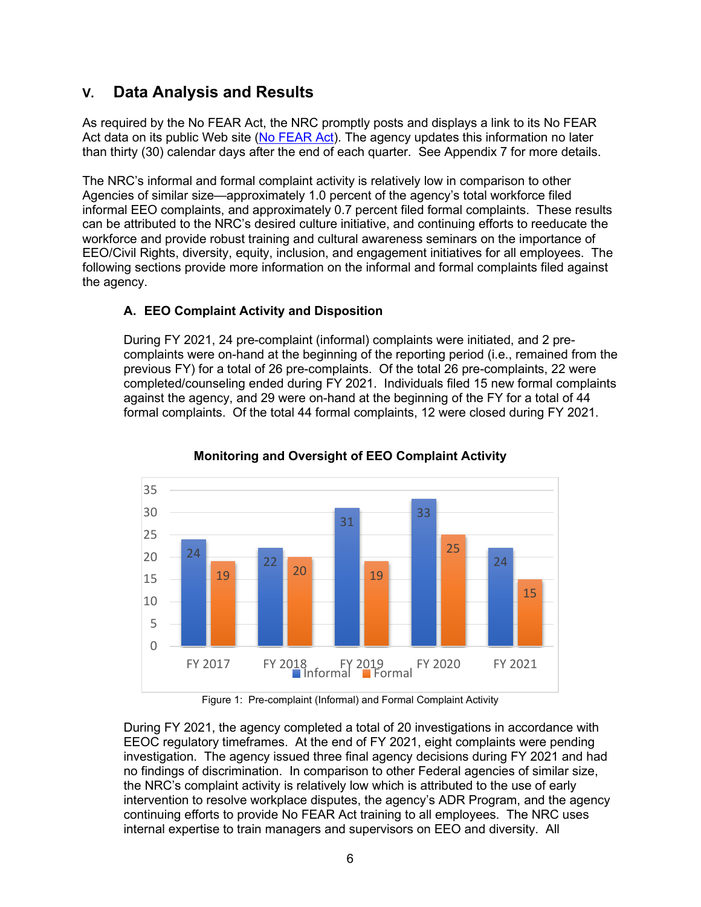## V. Data Analysis and Results

As required by the No FEAR Act, the NRC promptly posts and displays a link to its No FEAR Act data on its public Web site (No FEAR Act). The agency updates this information no later than thirty (30) calendar days after the end of each quarter. See Appendix 7 for more details.

The NRC's informal and formal complaint activity is relatively low in comparison to other Agencies of similar size—approximately 1.0 percent of the agency's total workforce filed informal EEO complaints, and approximately 0.7 percent filed formal complaints. These results can be attributed to the NRC's desired culture initiative, and continuing efforts to reeducate the workforce and provide robust training and cultural awareness seminars on the importance of EEO/Civil Rights, diversity, equity, inclusion, and engagement initiatives for all employees. The following sections provide more information on the informal and formal complaints filed against the agency.

### A. EEO Complaint Activity and Disposition

During FY 2021, 24 pre-complaint (informal) complaints were initiated, and 2 pre-complaints were on-hand at the beginning of the reporting period (i.e., remained from the previous FY) for a total of 26 pre-complaints. Of the total 26 pre-complaints, 22 were completed/counseling ended during FY 2021. Individuals filed 15 new formal complaints against the agency, and 29 were on-hand at the beginning of the FY for a total of 44 formal complaints. Of the total 44 formal complaints, 12 were closed during FY 2021.

**Monitoring and Oversight of EEO Complaint Activity**

| | FY 2017 | FY 2018 | FY 2019 | FY 2020 | FY 2021 |
|---|---|---|---|---|---|
| Informal | 24 | 22 | 31 | 33 | 24 |
| Formal | 19 | 20 | 19 | 25 | 15 |

Figure 1: Pre-complaint (Informal) and Formal Complaint Activity

During FY 2021, the agency completed a total of 20 investigations in accordance with EEOC regulatory timeframes. At the end of FY 2021, eight complaints were pending investigation. The agency issued three final agency decisions during FY 2021 and had no findings of discrimination. In comparison to other Federal agencies of similar size, the NRC's complaint activity is relatively low which is attributed to the use of early intervention to resolve workplace disputes, the agency's ADR Program, and the agency continuing efforts to provide No FEAR Act training to all employees. The NRC uses internal expertise to train managers and supervisors on EEO and diversity. All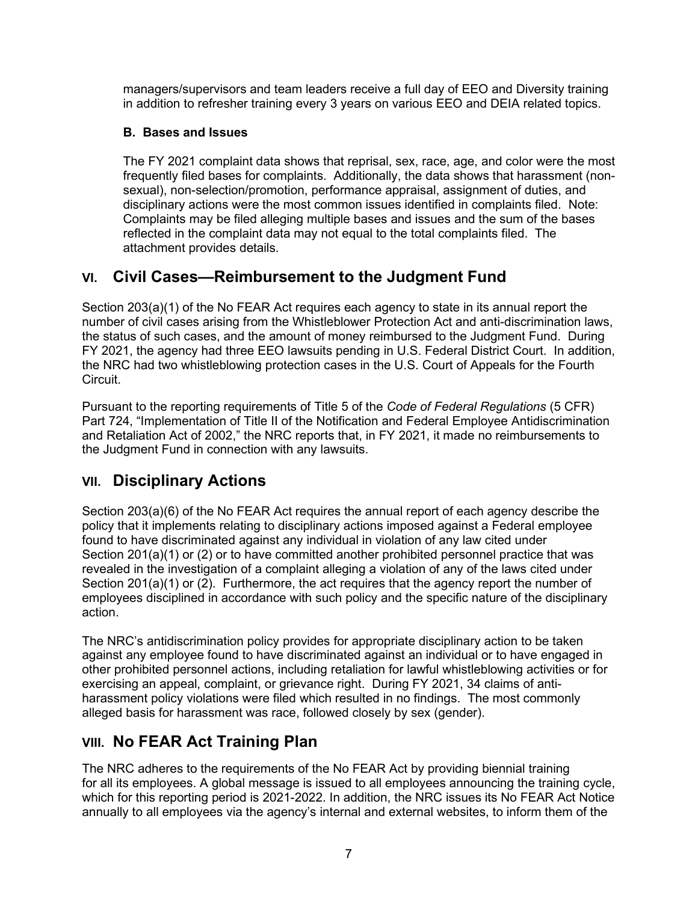managers/supervisors and team leaders receive a full day of EEO and Diversity training in addition to refresher training every 3 years on various EEO and DEIA related topics.

### B. Bases and Issues

The FY 2021 complaint data shows that reprisal, sex, race, age, and color were the most frequently filed bases for complaints. Additionally, the data shows that harassment (non-sexual), non-selection/promotion, performance appraisal, assignment of duties, and disciplinary actions were the most common issues identified in complaints filed. Note: Complaints may be filed alleging multiple bases and issues and the sum of the bases reflected in the complaint data may not equal to the total complaints filed. The attachment provides details.

## VI. Civil Cases—Reimbursement to the Judgment Fund

Section 203(a)(1) of the No FEAR Act requires each agency to state in its annual report the number of civil cases arising from the Whistleblower Protection Act and anti-discrimination laws, the status of such cases, and the amount of money reimbursed to the Judgment Fund. During FY 2021, the agency had three EEO lawsuits pending in U.S. Federal District Court. In addition, the NRC had two whistleblowing protection cases in the U.S. Court of Appeals for the Fourth Circuit.

Pursuant to the reporting requirements of Title 5 of the *Code of Federal Regulations* (5 CFR) Part 724, "Implementation of Title II of the Notification and Federal Employee Antidiscrimination and Retaliation Act of 2002," the NRC reports that, in FY 2021, it made no reimbursements to the Judgment Fund in connection with any lawsuits.

## VII. Disciplinary Actions

Section 203(a)(6) of the No FEAR Act requires the annual report of each agency describe the policy that it implements relating to disciplinary actions imposed against a Federal employee found to have discriminated against any individual in violation of any law cited under Section 201(a)(1) or (2) or to have committed another prohibited personnel practice that was revealed in the investigation of a complaint alleging a violation of any of the laws cited under Section 201(a)(1) or (2). Furthermore, the act requires that the agency report the number of employees disciplined in accordance with such policy and the specific nature of the disciplinary action.

The NRC's antidiscrimination policy provides for appropriate disciplinary action to be taken against any employee found to have discriminated against an individual or to have engaged in other prohibited personnel actions, including retaliation for lawful whistleblowing activities or for exercising an appeal, complaint, or grievance right. During FY 2021, 34 claims of anti-harassment policy violations were filed which resulted in no findings. The most commonly alleged basis for harassment was race, followed closely by sex (gender).

## VIII. No FEAR Act Training Plan

The NRC adheres to the requirements of the No FEAR Act by providing biennial training for all its employees. A global message is issued to all employees announcing the training cycle, which for this reporting period is 2021-2022. In addition, the NRC issues its No FEAR Act Notice annually to all employees via the agency's internal and external websites, to inform them of the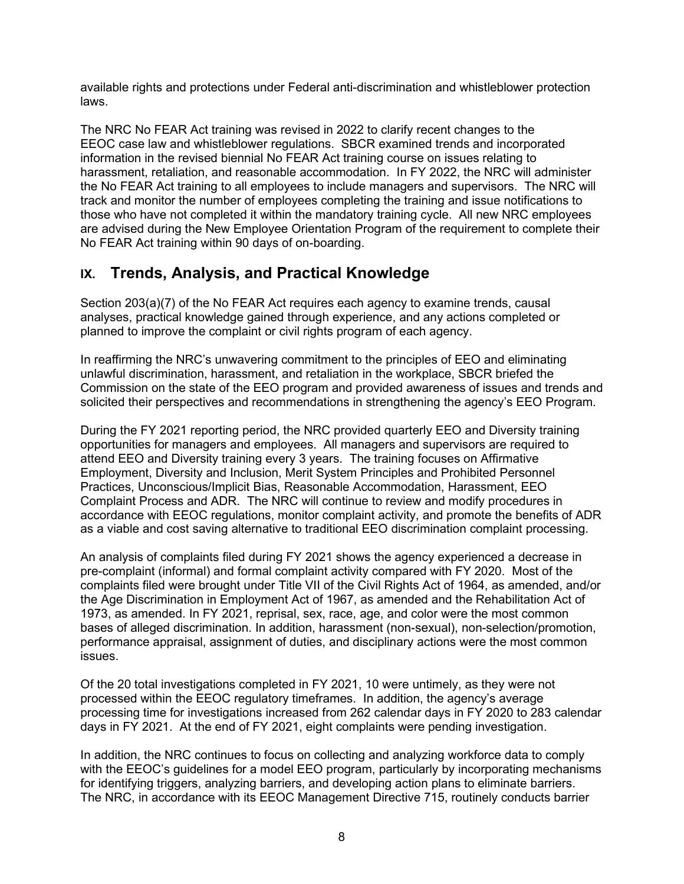available rights and protections under Federal anti-discrimination and whistleblower protection laws.

The NRC No FEAR Act training was revised in 2022 to clarify recent changes to the EEOC case law and whistleblower regulations. SBCR examined trends and incorporated information in the revised biennial No FEAR Act training course on issues relating to harassment, retaliation, and reasonable accommodation. In FY 2022, the NRC will administer the No FEAR Act training to all employees to include managers and supervisors. The NRC will track and monitor the number of employees completing the training and issue notifications to those who have not completed it within the mandatory training cycle. All new NRC employees are advised during the New Employee Orientation Program of the requirement to complete their No FEAR Act training within 90 days of on-boarding.

## IX. Trends, Analysis, and Practical Knowledge

Section 203(a)(7) of the No FEAR Act requires each agency to examine trends, causal analyses, practical knowledge gained through experience, and any actions completed or planned to improve the complaint or civil rights program of each agency.

In reaffirming the NRC's unwavering commitment to the principles of EEO and eliminating unlawful discrimination, harassment, and retaliation in the workplace, SBCR briefed the Commission on the state of the EEO program and provided awareness of issues and trends and solicited their perspectives and recommendations in strengthening the agency's EEO Program.

During the FY 2021 reporting period, the NRC provided quarterly EEO and Diversity training opportunities for managers and employees. All managers and supervisors are required to attend EEO and Diversity training every 3 years. The training focuses on Affirmative Employment, Diversity and Inclusion, Merit System Principles and Prohibited Personnel Practices, Unconscious/Implicit Bias, Reasonable Accommodation, Harassment, EEO Complaint Process and ADR. The NRC will continue to review and modify procedures in accordance with EEOC regulations, monitor complaint activity, and promote the benefits of ADR as a viable and cost saving alternative to traditional EEO discrimination complaint processing.

An analysis of complaints filed during FY 2021 shows the agency experienced a decrease in pre-complaint (informal) and formal complaint activity compared with FY 2020. Most of the complaints filed were brought under Title VII of the Civil Rights Act of 1964, as amended, and/or the Age Discrimination in Employment Act of 1967, as amended and the Rehabilitation Act of 1973, as amended. In FY 2021, reprisal, sex, race, age, and color were the most common bases of alleged discrimination. In addition, harassment (non-sexual), non-selection/promotion, performance appraisal, assignment of duties, and disciplinary actions were the most common issues.

Of the 20 total investigations completed in FY 2021, 10 were untimely, as they were not processed within the EEOC regulatory timeframes. In addition, the agency's average processing time for investigations increased from 262 calendar days in FY 2020 to 283 calendar days in FY 2021. At the end of FY 2021, eight complaints were pending investigation.

In addition, the NRC continues to focus on collecting and analyzing workforce data to comply with the EEOC's guidelines for a model EEO program, particularly by incorporating mechanisms for identifying triggers, analyzing barriers, and developing action plans to eliminate barriers. The NRC, in accordance with its EEOC Management Directive 715, routinely conducts barrier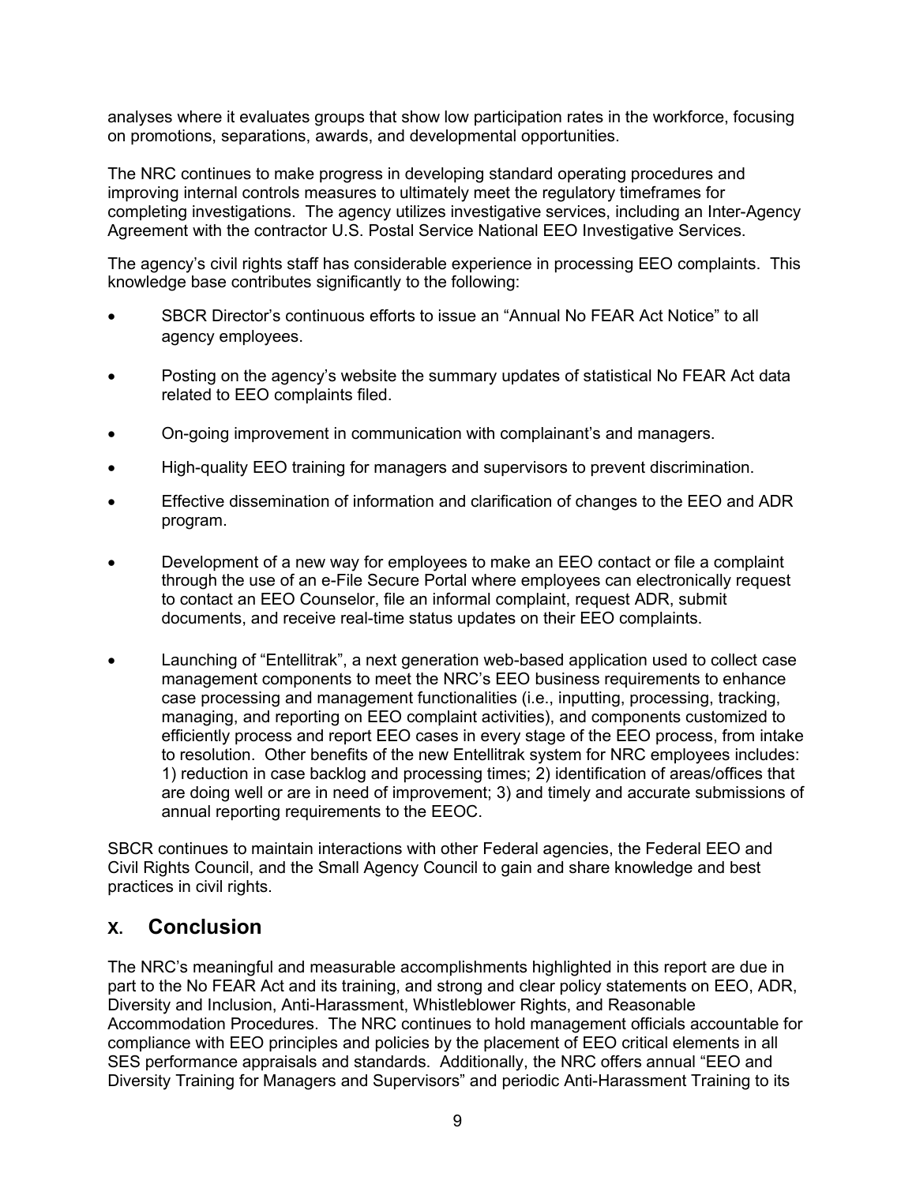analyses where it evaluates groups that show low participation rates in the workforce, focusing on promotions, separations, awards, and developmental opportunities.

The NRC continues to make progress in developing standard operating procedures and improving internal controls measures to ultimately meet the regulatory timeframes for completing investigations. The agency utilizes investigative services, including an Inter-Agency Agreement with the contractor U.S. Postal Service National EEO Investigative Services.

The agency's civil rights staff has considerable experience in processing EEO complaints. This knowledge base contributes significantly to the following:

- SBCR Director's continuous efforts to issue an "Annual No FEAR Act Notice" to all agency employees.
- Posting on the agency's website the summary updates of statistical No FEAR Act data related to EEO complaints filed.
- On-going improvement in communication with complainant's and managers.
- High-quality EEO training for managers and supervisors to prevent discrimination.
- Effective dissemination of information and clarification of changes to the EEO and ADR program.
- Development of a new way for employees to make an EEO contact or file a complaint through the use of an e-File Secure Portal where employees can electronically request to contact an EEO Counselor, file an informal complaint, request ADR, submit documents, and receive real-time status updates on their EEO complaints.
- Launching of "Entellitrak", a next generation web-based application used to collect case management components to meet the NRC's EEO business requirements to enhance case processing and management functionalities (i.e., inputting, processing, tracking, managing, and reporting on EEO complaint activities), and components customized to efficiently process and report EEO cases in every stage of the EEO process, from intake to resolution. Other benefits of the new Entellitrak system for NRC employees includes: 1) reduction in case backlog and processing times; 2) identification of areas/offices that are doing well or are in need of improvement; 3) and timely and accurate submissions of annual reporting requirements to the EEOC.

SBCR continues to maintain interactions with other Federal agencies, the Federal EEO and Civil Rights Council, and the Small Agency Council to gain and share knowledge and best practices in civil rights.

## X. Conclusion

The NRC's meaningful and measurable accomplishments highlighted in this report are due in part to the No FEAR Act and its training, and strong and clear policy statements on EEO, ADR, Diversity and Inclusion, Anti-Harassment, Whistleblower Rights, and Reasonable Accommodation Procedures. The NRC continues to hold management officials accountable for compliance with EEO principles and policies by the placement of EEO critical elements in all SES performance appraisals and standards. Additionally, the NRC offers annual "EEO and Diversity Training for Managers and Supervisors" and periodic Anti-Harassment Training to its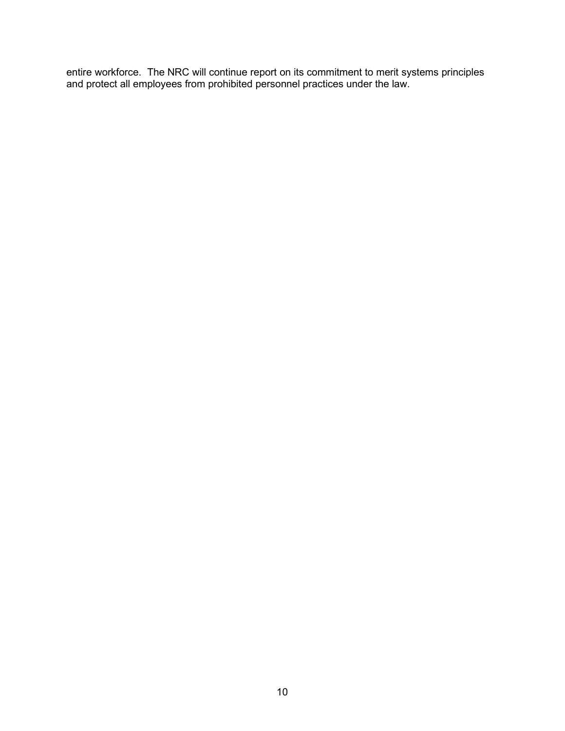entire workforce. The NRC will continue report on its commitment to merit systems principles and protect all employees from prohibited personnel practices under the law.